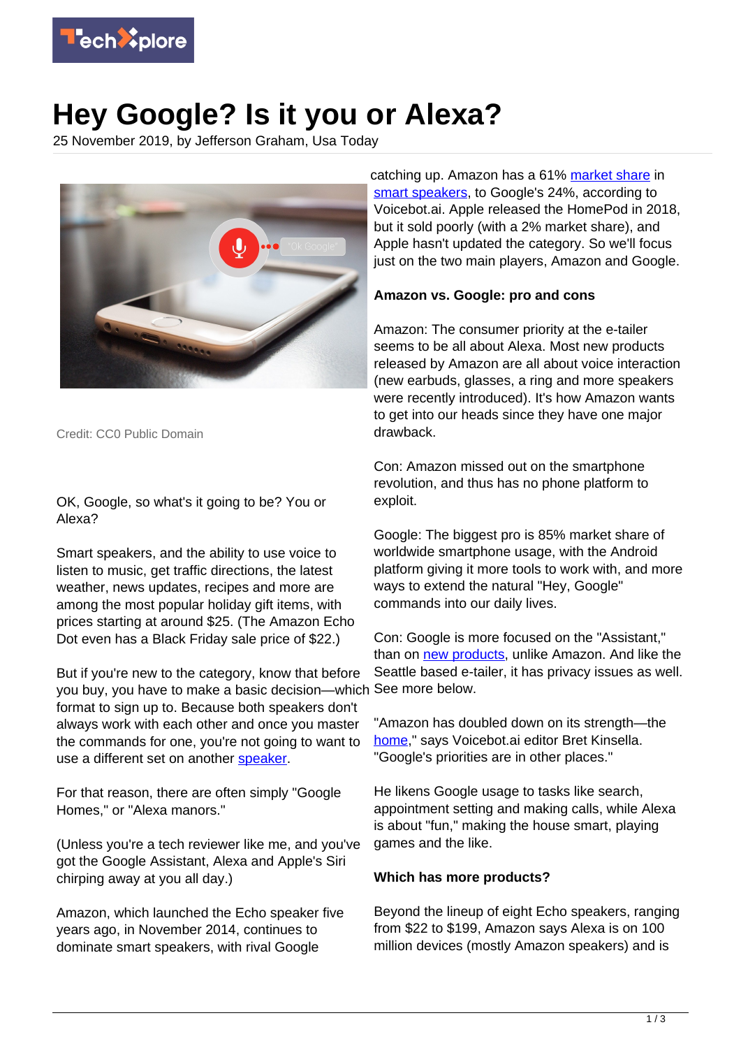# Hey Google? Is it you or Alexa?

25 November 2019, by Jefferson Graham, Usa Today

Credit: CC0 Public Domain

OK, Google, so what's it going to be? You or Alexa?

Smart speakers, and the ability to use voice to listen to music, get traffic directions, the latest weather, news updates, recipes and more are among the most popular holiday gift items, with prices starting at around $25. (The Amazon Echo Dot even has a Black Friday sale price of $22.)

But if you're new to the category, know that before you buy, you have to make a basic decision—which format to sign up to. Because both speakers don't always work with each other and once you master the commands for one, you're not going to want to use a different set on another speaker.

For that reason, there are often simply "Google Homes," or "Alexa manors."

(Unless you're a tech reviewer like me, and you've got the Google Assistant, Alexa and Apple's Siri chirping away at you all day.)

Amazon, which launched the Echo speaker five years ago, in November 2014, continues to dominate smart speakers, with rival Google catching up. Amazon has a 61% market share in smart speakers, to Google's 24%, according to Voicebot.ai. Apple released the HomePod in 2018, but it sold poorly (with a 2% market share), and Apple hasn't updated the category. So we'll focus just on the two main players, Amazon and Google.

**Amazon vs. Google: pro and cons**

Amazon: The consumer priority at the e-tailer seems to be all about Alexa. Most new products released by Amazon are all about voice interaction (new earbuds, glasses, a ring and more speakers were recently introduced). It's how Amazon wants to get into our heads since they have one major drawback.

Con: Amazon missed out on the smartphone revolution, and thus has no phone platform to exploit.

Google: The biggest pro is 85% market share of worldwide smartphone usage, with the Android platform giving it more tools to work with, and more ways to extend the natural "Hey, Google" commands into our daily lives.

Con: Google is more focused on the "Assistant," than on new products, unlike Amazon. And like the Seattle based e-tailer, it has privacy issues as well. See more below.

"Amazon has doubled down on its strength—the home," says Voicebot.ai editor Bret Kinsella. "Google's priorities are in other places."

He likens Google usage to tasks like search, appointment setting and making calls, while Alexa is about "fun," making the house smart, playing games and the like.

**Which has more products?**

Beyond the lineup of eight Echo speakers, ranging from $22 to $199, Amazon says Alexa is on 100 million devices (mostly Amazon speakers) and is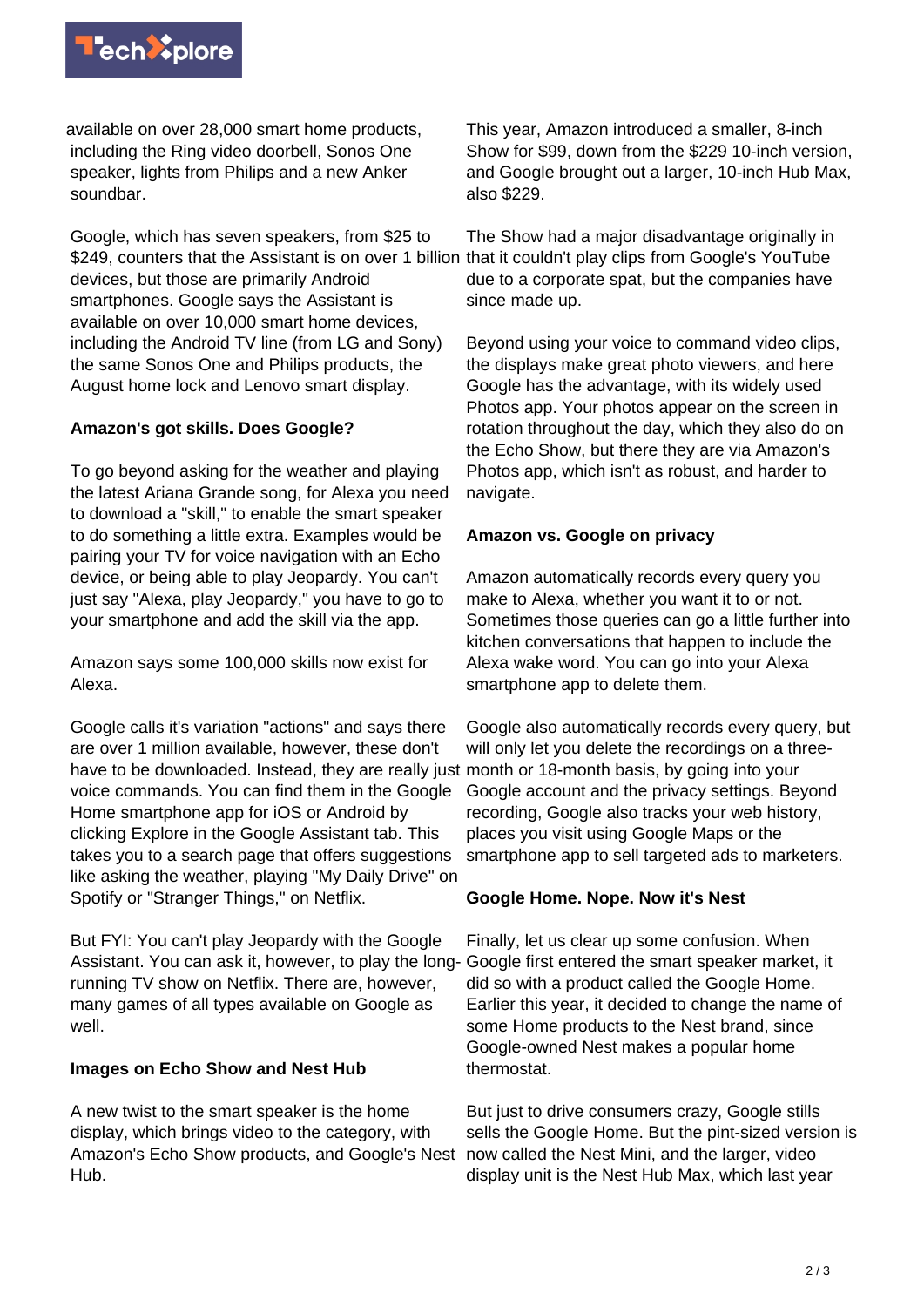available on over 28,000 smart home products, including the Ring video doorbell, Sonos One speaker, lights from Philips and a new Anker soundbar.

Google, which has seven speakers, from $25 to $249, counters that the Assistant is on over 1 billion devices, but those are primarily Android smartphones. Google says the Assistant is available on over 10,000 smart home devices, including the Android TV line (from LG and Sony) the same Sonos One and Philips products, the August home lock and Lenovo smart display.

**Amazon's got skills. Does Google?**

To go beyond asking for the weather and playing the latest Ariana Grande song, for Alexa you need to download a "skill," to enable the smart speaker to do something a little extra. Examples would be pairing your TV for voice navigation with an Echo device, or being able to play Jeopardy. You can't just say "Alexa, play Jeopardy," you have to go to your smartphone and add the skill via the app.

Amazon says some 100,000 skills now exist for Alexa.

Google calls it's variation "actions" and says there are over 1 million available, however, these don't have to be downloaded. Instead, they are really just voice commands. You can find them in the Google Home smartphone app for iOS or Android by clicking Explore in the Google Assistant tab. This takes you to a search page that offers suggestions like asking the weather, playing "My Daily Drive" on Spotify or "Stranger Things," on Netflix.

But FYI: You can't play Jeopardy with the Google Assistant. You can ask it, however, to play the long-running TV show on Netflix. There are, however, many games of all types available on Google as well.

**Images on Echo Show and Nest Hub**

A new twist to the smart speaker is the home display, which brings video to the category, with Amazon's Echo Show products, and Google's Nest Hub.

This year, Amazon introduced a smaller, 8-inch Show for $99, down from the $229 10-inch version, and Google brought out a larger, 10-inch Hub Max, also $229.

The Show had a major disadvantage originally in that it couldn't play clips from Google's YouTube due to a corporate spat, but the companies have since made up.

Beyond using your voice to command video clips, the displays make great photo viewers, and here Google has the advantage, with its widely used Photos app. Your photos appear on the screen in rotation throughout the day, which they also do on the Echo Show, but there they are via Amazon's Photos app, which isn't as robust, and harder to navigate.

**Amazon vs. Google on privacy**

Amazon automatically records every query you make to Alexa, whether you want it to or not. Sometimes those queries can go a little further into kitchen conversations that happen to include the Alexa wake word. You can go into your Alexa smartphone app to delete them.

Google also automatically records every query, but will only let you delete the recordings on a three-month or 18-month basis, by going into your Google account and the privacy settings. Beyond recording, Google also tracks your web history, places you visit using Google Maps or the smartphone app to sell targeted ads to marketers.

**Google Home. Nope. Now it's Nest**

Finally, let us clear up some confusion. When Google first entered the smart speaker market, it did so with a product called the Google Home. Earlier this year, it decided to change the name of some Home products to the Nest brand, since Google-owned Nest makes a popular home thermostat.

But just to drive consumers crazy, Google stills sells the Google Home. But the pint-sized version is now called the Nest Mini, and the larger, video display unit is the Nest Hub Max, which last year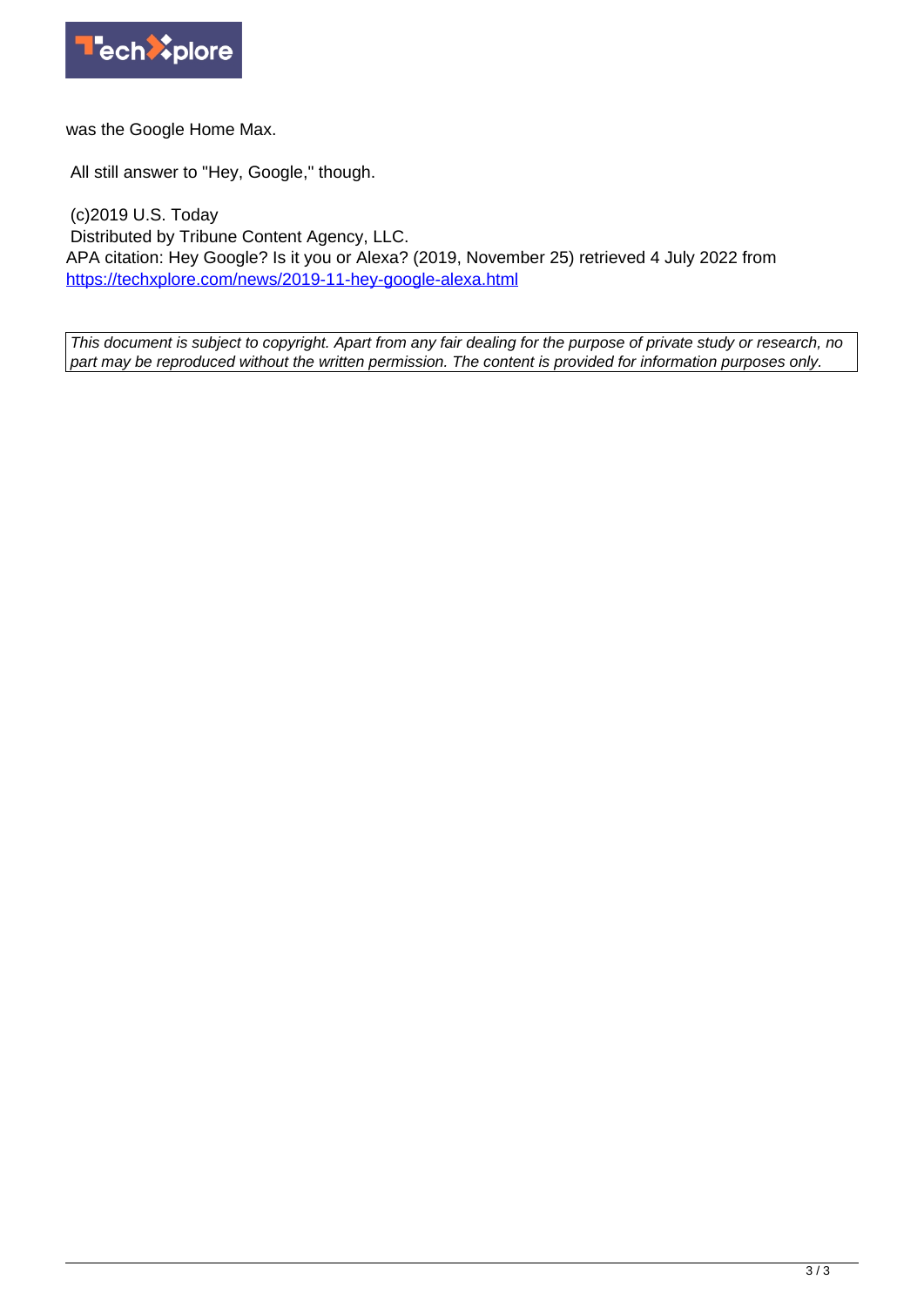was the Google Home Max.

All still answer to "Hey, Google," though.

(c)2019 U.S. Today
Distributed by Tribune Content Agency, LLC.

APA citation: Hey Google? Is it you or Alexa? (2019, November 25) retrieved 4 July 2022 from https://techxplore.com/news/2019-11-hey-google-alexa.html

*This document is subject to copyright. Apart from any fair dealing for the purpose of private study or research, no part may be reproduced without the written permission. The content is provided for information purposes only.*